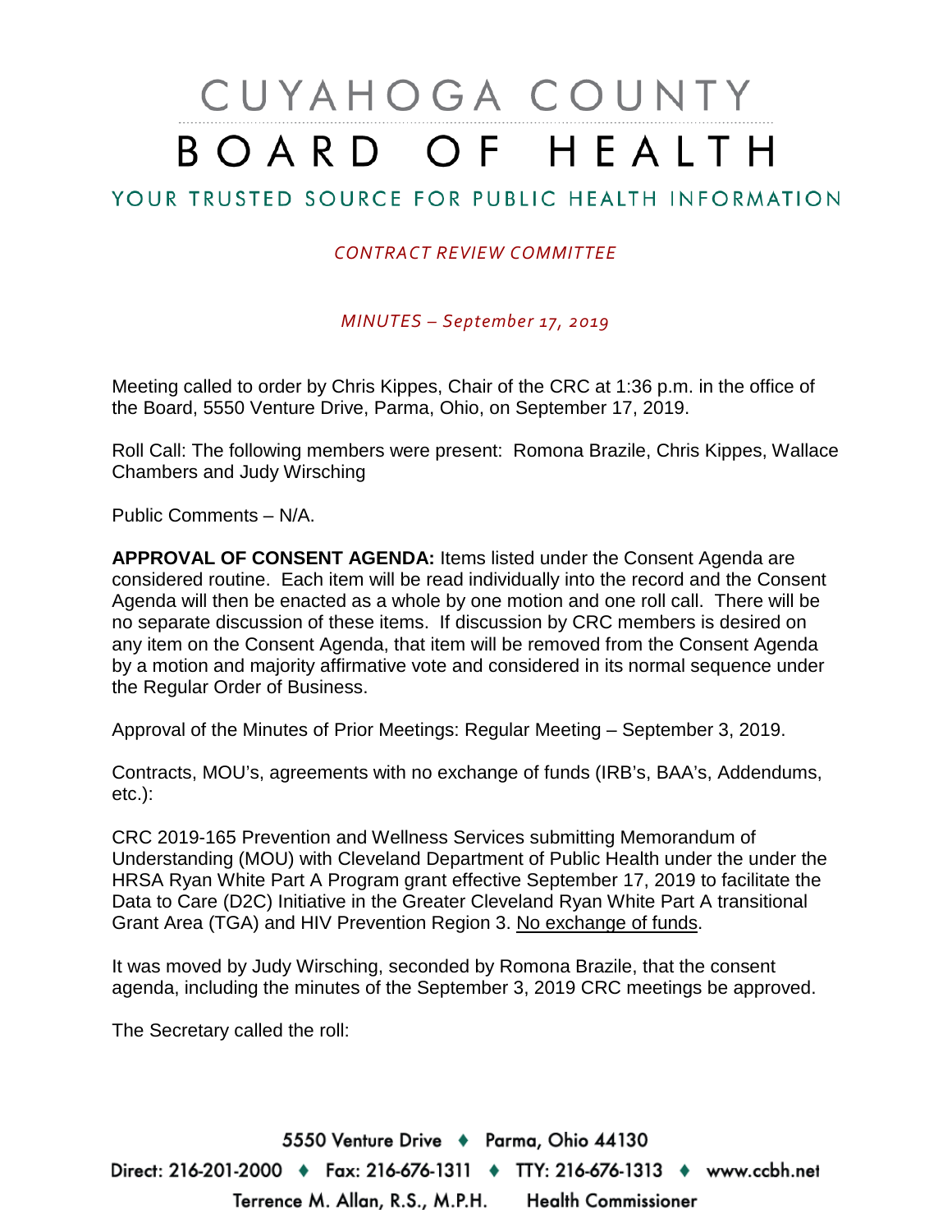# CUYAHOGA COUNTY BOARD OF HEALTH

## YOUR TRUSTED SOURCE FOR PUBLIC HEALTH INFORMATION

*CONTRACT REVIEW COMMITTEE*

*MINUTES – September 17, 2019*

Meeting called to order by Chris Kippes, Chair of the CRC at 1:36 p.m. in the office of the Board, 5550 Venture Drive, Parma, Ohio, on September 17, 2019.

Roll Call: The following members were present: Romona Brazile, Chris Kippes, Wallace Chambers and Judy Wirsching

Public Comments – N/A.

**APPROVAL OF CONSENT AGENDA:** Items listed under the Consent Agenda are considered routine. Each item will be read individually into the record and the Consent Agenda will then be enacted as a whole by one motion and one roll call. There will be no separate discussion of these items. If discussion by CRC members is desired on any item on the Consent Agenda, that item will be removed from the Consent Agenda by a motion and majority affirmative vote and considered in its normal sequence under the Regular Order of Business.

Approval of the Minutes of Prior Meetings: Regular Meeting – September 3, 2019.

Contracts, MOU's, agreements with no exchange of funds (IRB's, BAA's, Addendums, etc.):

CRC 2019-165 Prevention and Wellness Services submitting Memorandum of Understanding (MOU) with Cleveland Department of Public Health under the under the HRSA Ryan White Part A Program grant effective September 17, 2019 to facilitate the Data to Care (D2C) Initiative in the Greater Cleveland Ryan White Part A transitional Grant Area (TGA) and HIV Prevention Region 3. No exchange of funds.

It was moved by Judy Wirsching, seconded by Romona Brazile, that the consent agenda, including the minutes of the September 3, 2019 CRC meetings be approved.

The Secretary called the roll: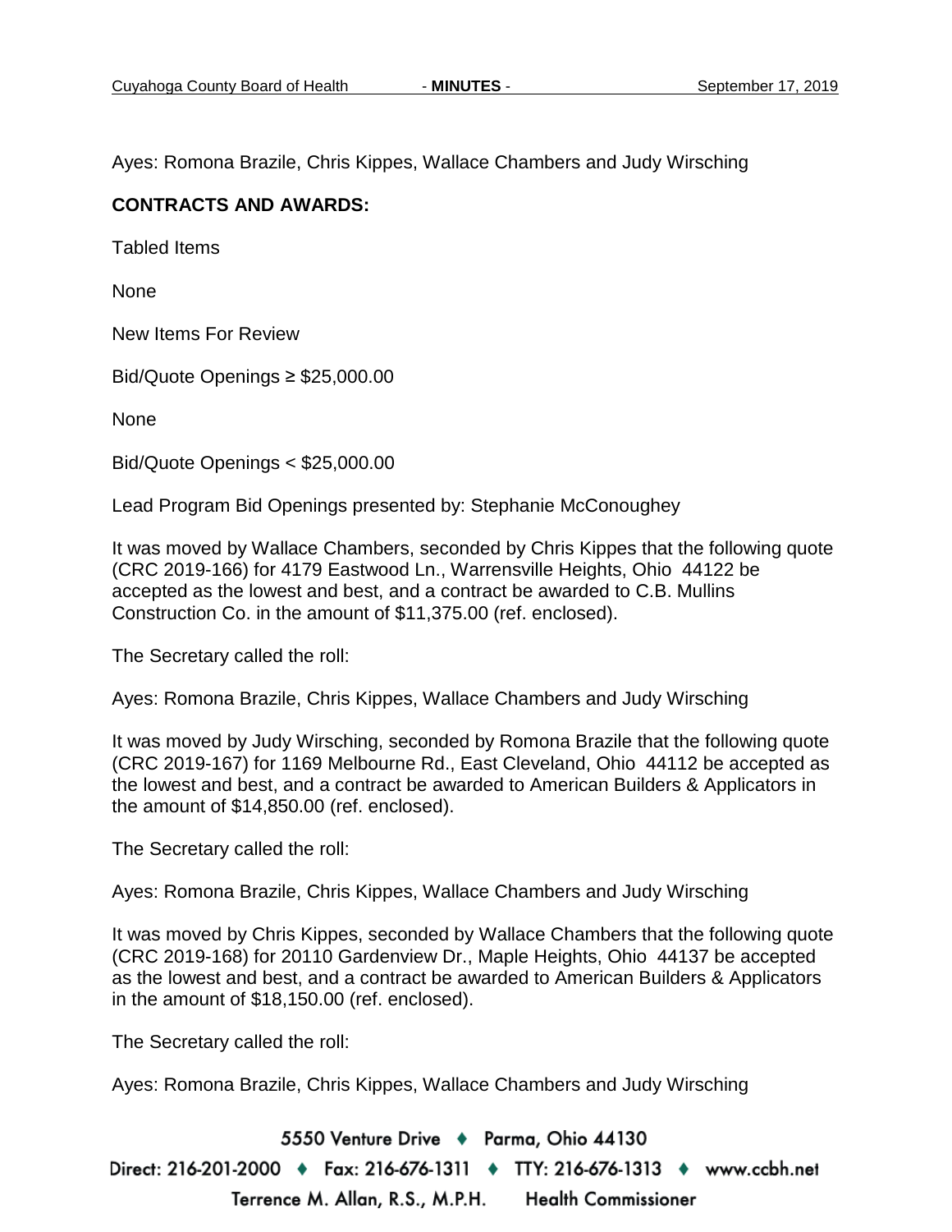Ayes: Romona Brazile, Chris Kippes, Wallace Chambers and Judy Wirsching

**CONTRACTS AND AWARDS:**

Tabled Items

None

New Items For Review

Bid/Quote Openings ≥ $25,000.00

None

Bid/Quote Openings < $25,000.00

Lead Program Bid Openings presented by: Stephanie McConoughey

It was moved by Wallace Chambers, seconded by Chris Kippes that the following quote (CRC 2019-166) for 4179 Eastwood Ln., Warrensville Heights, Ohio 44122 be accepted as the lowest and best, and a contract be awarded to C.B. Mullins Construction Co. in the amount of $11,375.00 (ref. enclosed).

The Secretary called the roll:

Ayes: Romona Brazile, Chris Kippes, Wallace Chambers and Judy Wirsching

It was moved by Judy Wirsching, seconded by Romona Brazile that the following quote (CRC 2019-167) for 1169 Melbourne Rd., East Cleveland, Ohio 44112 be accepted as the lowest and best, and a contract be awarded to American Builders & Applicators in the amount of $14,850.00 (ref. enclosed).

The Secretary called the roll:

Ayes: Romona Brazile, Chris Kippes, Wallace Chambers and Judy Wirsching

It was moved by Chris Kippes, seconded by Wallace Chambers that the following quote (CRC 2019-168) for 20110 Gardenview Dr., Maple Heights, Ohio 44137 be accepted as the lowest and best, and a contract be awarded to American Builders & Applicators in the amount of $18,150.00 (ref. enclosed).

The Secretary called the roll:

Ayes: Romona Brazile, Chris Kippes, Wallace Chambers and Judy Wirsching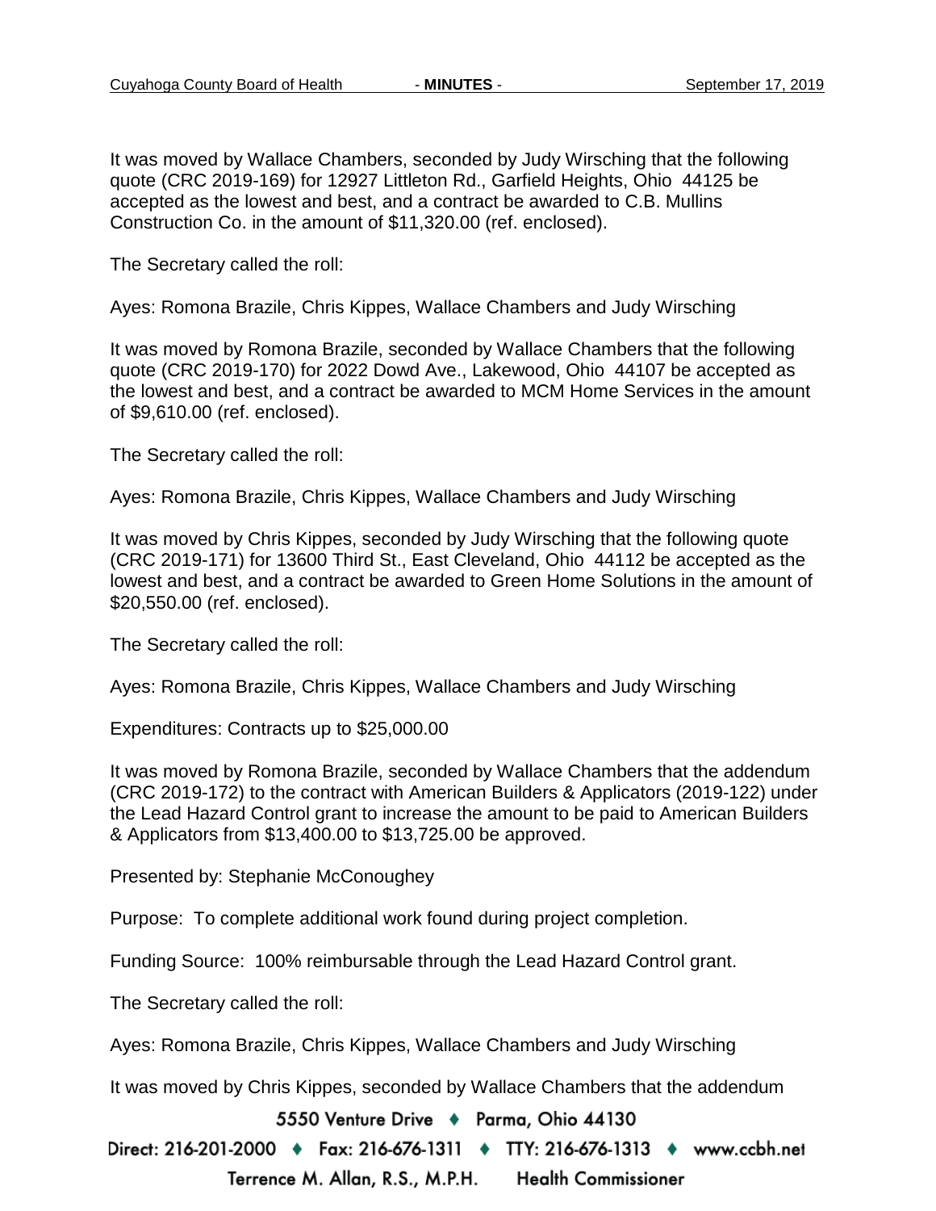It was moved by Wallace Chambers, seconded by Judy Wirsching that the following quote (CRC 2019-169) for 12927 Littleton Rd., Garfield Heights, Ohio 44125 be accepted as the lowest and best, and a contract be awarded to C.B. Mullins Construction Co. in the amount of $11,320.00 (ref. enclosed).

The Secretary called the roll:

Ayes: Romona Brazile, Chris Kippes, Wallace Chambers and Judy Wirsching

It was moved by Romona Brazile, seconded by Wallace Chambers that the following quote (CRC 2019-170) for 2022 Dowd Ave., Lakewood, Ohio 44107 be accepted as the lowest and best, and a contract be awarded to MCM Home Services in the amount of $9,610.00 (ref. enclosed).

The Secretary called the roll:

Ayes: Romona Brazile, Chris Kippes, Wallace Chambers and Judy Wirsching

It was moved by Chris Kippes, seconded by Judy Wirsching that the following quote (CRC 2019-171) for 13600 Third St., East Cleveland, Ohio 44112 be accepted as the lowest and best, and a contract be awarded to Green Home Solutions in the amount of $20,550.00 (ref. enclosed).

The Secretary called the roll:

Ayes: Romona Brazile, Chris Kippes, Wallace Chambers and Judy Wirsching

Expenditures: Contracts up to $25,000.00

It was moved by Romona Brazile, seconded by Wallace Chambers that the addendum (CRC 2019-172) to the contract with American Builders & Applicators (2019-122) under the Lead Hazard Control grant to increase the amount to be paid to American Builders & Applicators from $13,400.00 to $13,725.00 be approved.

Presented by: Stephanie McConoughey

Purpose: To complete additional work found during project completion.

Funding Source: 100% reimbursable through the Lead Hazard Control grant.

The Secretary called the roll:

Ayes: Romona Brazile, Chris Kippes, Wallace Chambers and Judy Wirsching

It was moved by Chris Kippes, seconded by Wallace Chambers that the addendum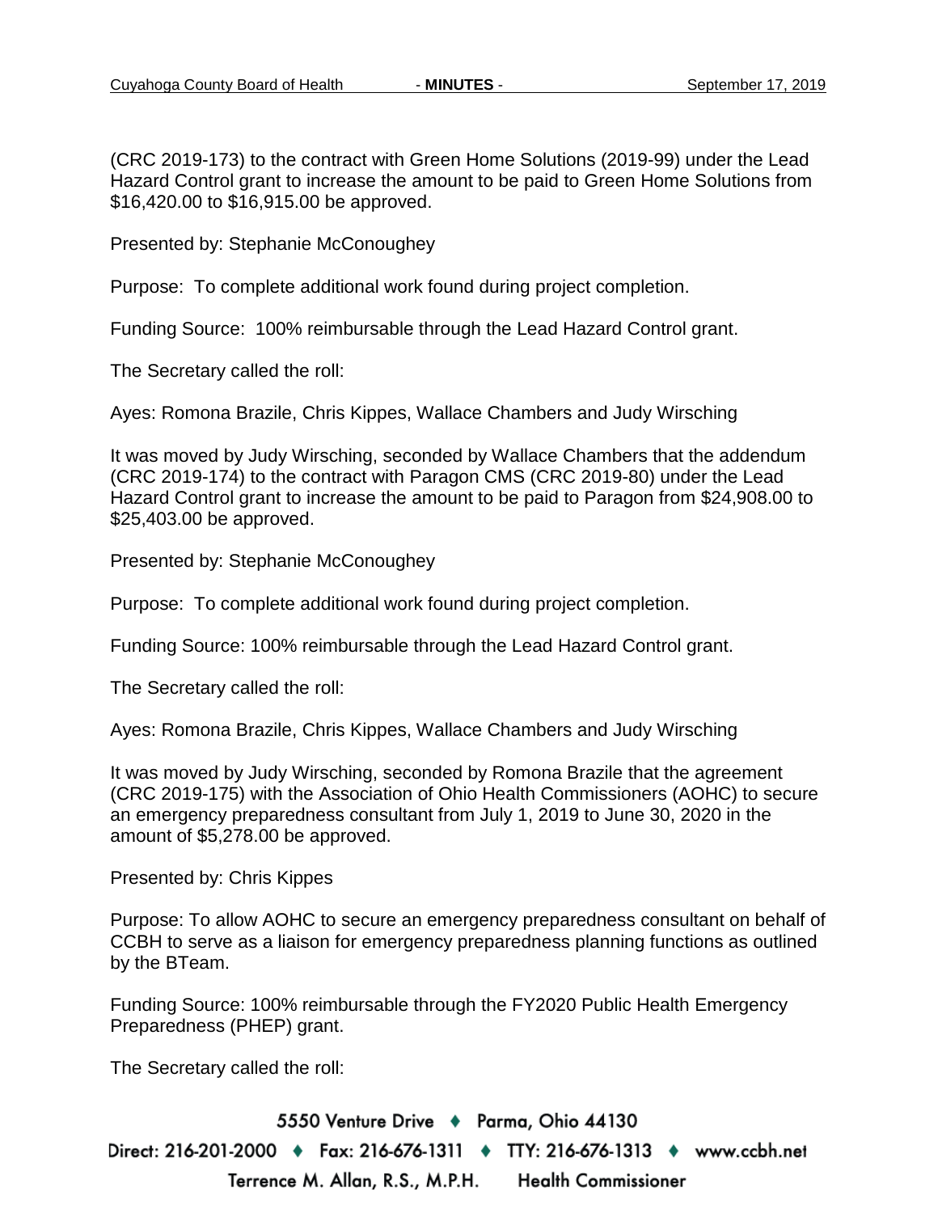(CRC 2019-173) to the contract with Green Home Solutions (2019-99) under the Lead Hazard Control grant to increase the amount to be paid to Green Home Solutions from $16,420.00 to $16,915.00 be approved.

Presented by: Stephanie McConoughey

Purpose: To complete additional work found during project completion.

Funding Source: 100% reimbursable through the Lead Hazard Control grant.

The Secretary called the roll:

Ayes: Romona Brazile, Chris Kippes, Wallace Chambers and Judy Wirsching

It was moved by Judy Wirsching, seconded by Wallace Chambers that the addendum (CRC 2019-174) to the contract with Paragon CMS (CRC 2019-80) under the Lead Hazard Control grant to increase the amount to be paid to Paragon from $24,908.00 to $25,403.00 be approved.

Presented by: Stephanie McConoughey

Purpose: To complete additional work found during project completion.

Funding Source: 100% reimbursable through the Lead Hazard Control grant.

The Secretary called the roll:

Ayes: Romona Brazile, Chris Kippes, Wallace Chambers and Judy Wirsching

It was moved by Judy Wirsching, seconded by Romona Brazile that the agreement (CRC 2019-175) with the Association of Ohio Health Commissioners (AOHC) to secure an emergency preparedness consultant from July 1, 2019 to June 30, 2020 in the amount of $5,278.00 be approved.

Presented by: Chris Kippes

Purpose: To allow AOHC to secure an emergency preparedness consultant on behalf of CCBH to serve as a liaison for emergency preparedness planning functions as outlined by the BTeam.

Funding Source: 100% reimbursable through the FY2020 Public Health Emergency Preparedness (PHEP) grant.

The Secretary called the roll: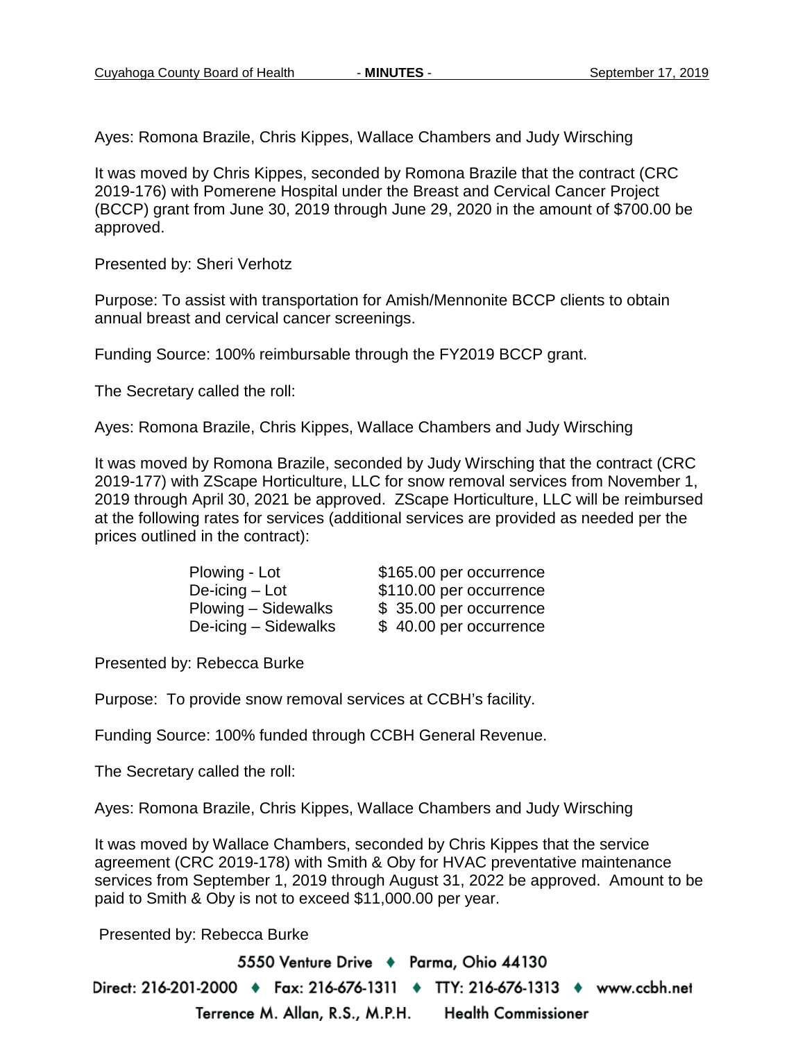Ayes: Romona Brazile, Chris Kippes, Wallace Chambers and Judy Wirsching

It was moved by Chris Kippes, seconded by Romona Brazile that the contract (CRC 2019-176) with Pomerene Hospital under the Breast and Cervical Cancer Project (BCCP) grant from June 30, 2019 through June 29, 2020 in the amount of $700.00 be approved.

Presented by: Sheri Verhotz

Purpose: To assist with transportation for Amish/Mennonite BCCP clients to obtain annual breast and cervical cancer screenings.

Funding Source: 100% reimbursable through the FY2019 BCCP grant.

The Secretary called the roll:

Ayes: Romona Brazile, Chris Kippes, Wallace Chambers and Judy Wirsching

It was moved by Romona Brazile, seconded by Judy Wirsching that the contract (CRC 2019-177) with ZScape Horticulture, LLC for snow removal services from November 1, 2019 through April 30, 2021 be approved. ZScape Horticulture, LLC will be reimbursed at the following rates for services (additional services are provided as needed per the prices outlined in the contract):

| | |
|---|---|
| Plowing - Lot | $165.00 per occurrence |
| De-icing – Lot | $110.00 per occurrence |
| Plowing – Sidewalks | $ 35.00 per occurrence |
| De-icing – Sidewalks | $ 40.00 per occurrence |

Presented by: Rebecca Burke

Purpose: To provide snow removal services at CCBH's facility.

Funding Source: 100% funded through CCBH General Revenue.

The Secretary called the roll:

Ayes: Romona Brazile, Chris Kippes, Wallace Chambers and Judy Wirsching

It was moved by Wallace Chambers, seconded by Chris Kippes that the service agreement (CRC 2019-178) with Smith & Oby for HVAC preventative maintenance services from September 1, 2019 through August 31, 2022 be approved. Amount to be paid to Smith & Oby is not to exceed $11,000.00 per year.

Presented by: Rebecca Burke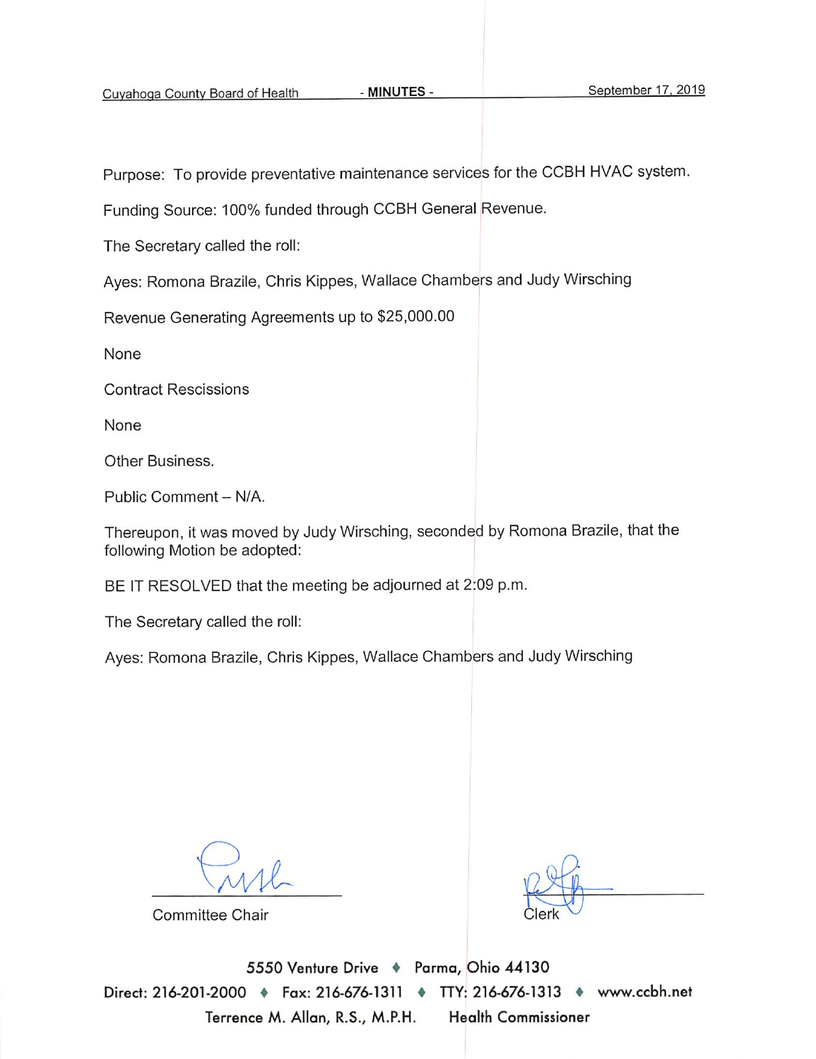Purpose: To provide preventative maintenance services for the CCBH HVAC system.

Funding Source: 100% funded through CCBH General Revenue.

The Secretary called the roll:

Ayes: Romona Brazile, Chris Kippes, Wallace Chambers and Judy Wirsching

Revenue Generating Agreements up to $25,000.00

None

Contract Rescissions

None

Other Business.

Public Comment – N/A.

Thereupon, it was moved by Judy Wirsching, seconded by Romona Brazile, that the following Motion be adopted:

BE IT RESOLVED that the meeting be adjourned at 2:09 p.m.

The Secretary called the roll:

Ayes: Romona Brazile, Chris Kippes, Wallace Chambers and Judy Wirsching

Committee Chair

Clerk

5550 Venture Drive ♦ Parma, Ohio 44130

Direct: 216-201-2000 ♦ Fax: 216-676-1311 ♦ TTY: 216-676-1313 ♦ www.ccbh.net

Terrence M. Allan, R.S., M.P.H. Health Commissioner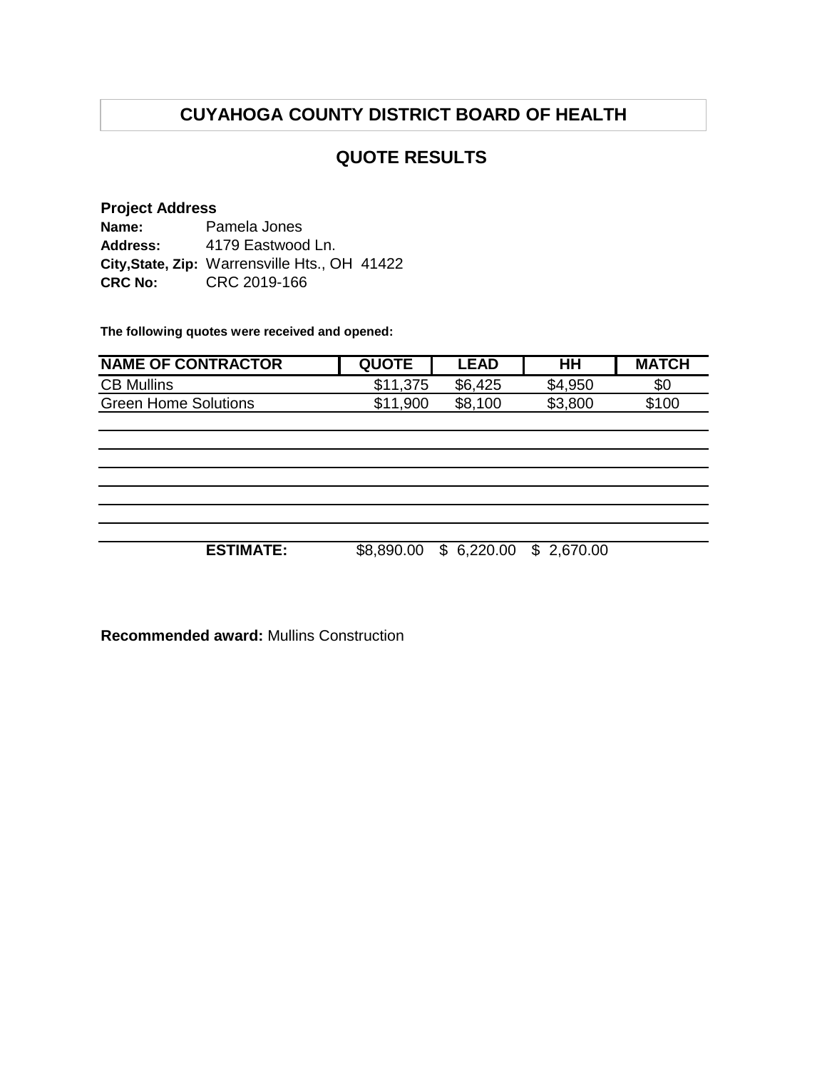# CUYAHOGA COUNTY DISTRICT BOARD OF HEALTH

## QUOTE RESULTS

**Project Address**

**Name:** Pamela Jones
**Address:** 4179 Eastwood Ln.
**City,State, Zip:** Warrensville Hts., OH 41422
**CRC No:** CRC 2019-166

**The following quotes were received and opened:**

| NAME OF CONTRACTOR | QUOTE | LEAD | HH | MATCH |
|---|---|---|---|---|
| CB Mullins | $11,375 | $6,425 | $4,950 | $0 |
| Green Home Solutions | $11,900 | $8,100 | $3,800 | $100 |
| | | | | |
| | | | | |
| | | | | |
| | | | | |
| | | | | |
| | | | | |
| **ESTIMATE:** | $8,890.00 | $ 6,220.00 | $ 2,670.00 | |

**Recommended award:** Mullins Construction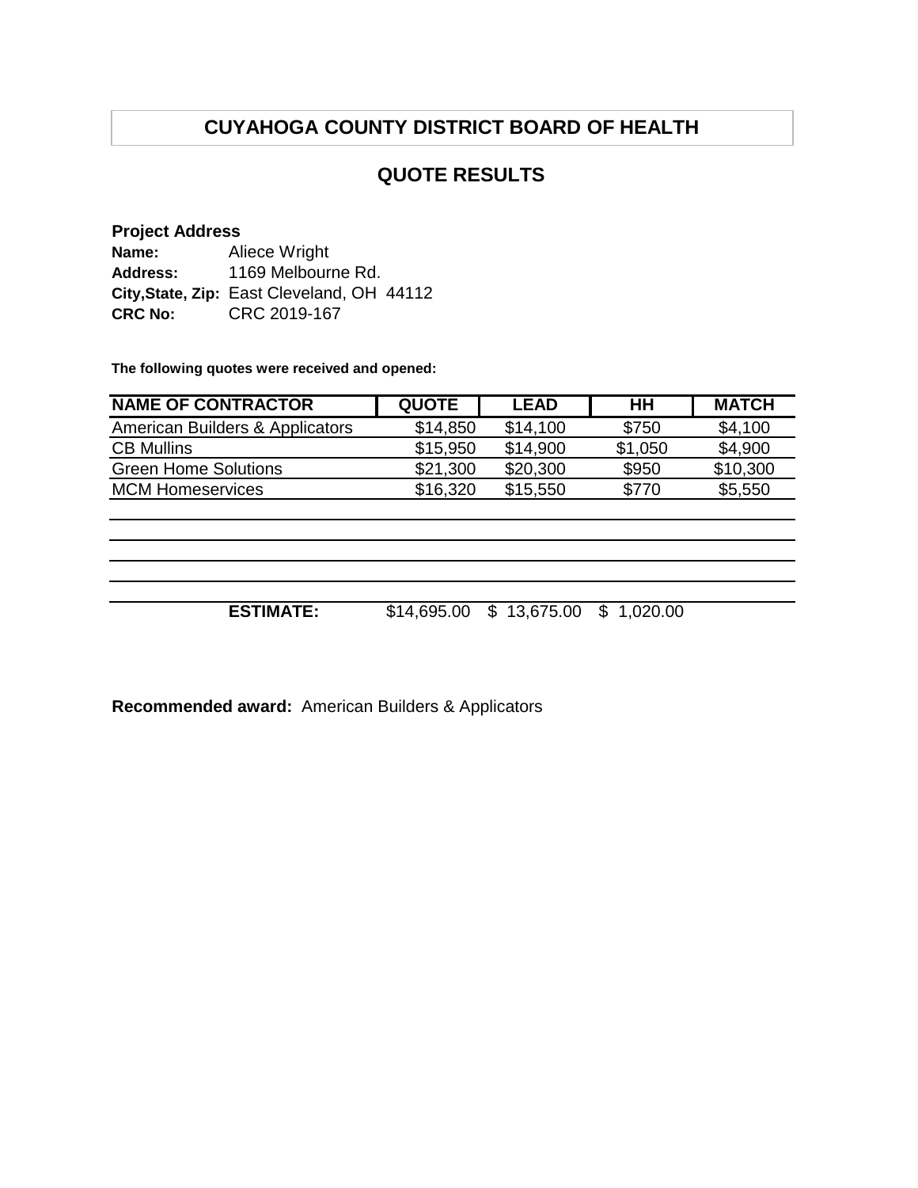# CUYAHOGA COUNTY DISTRICT BOARD OF HEALTH

## QUOTE RESULTS

**Project Address**

**Name:** Aliece Wright
**Address:** 1169 Melbourne Rd.
**City,State, Zip:** East Cleveland, OH 44112
**CRC No:** CRC 2019-167

**The following quotes were received and opened:**

| NAME OF CONTRACTOR | QUOTE | LEAD | HH | MATCH |
|---|---|---|---|---|
| American Builders & Applicators | $14,850 | $14,100 | $750 | $4,100 |
| CB Mullins | $15,950 | $14,900 | $1,050 | $4,900 |
| Green Home Solutions | $21,300 | $20,300 | $950 | $10,300 |
| MCM Homeservices | $16,320 | $15,550 | $770 | $5,550 |
| | | | | |
| | | | | |
| | | | | |
| | | | | |
| **ESTIMATE:** | $14,695.00 | $ 13,675.00 | $ 1,020.00 | |

**Recommended award:** American Builders & Applicators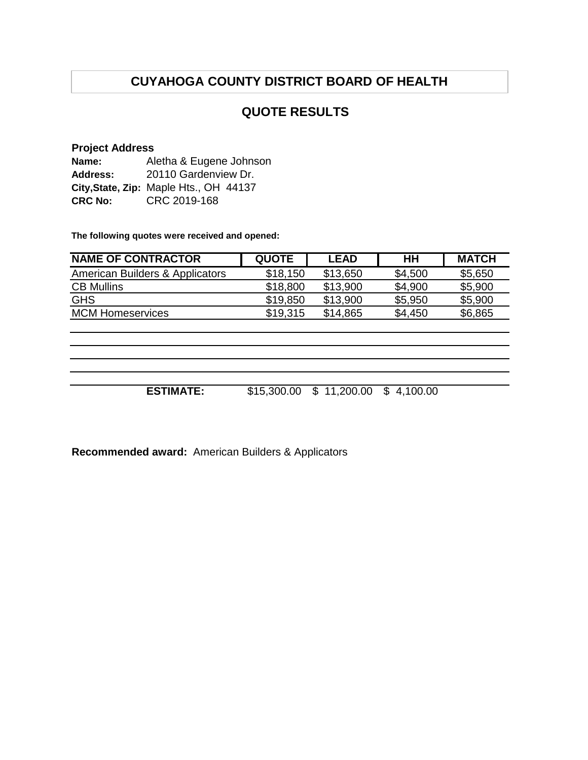# CUYAHOGA COUNTY DISTRICT BOARD OF HEALTH

## QUOTE RESULTS

**Project Address**

**Name:** Aletha & Eugene Johnson
**Address:** 20110 Gardenview Dr.
**City,State, Zip:** Maple Hts., OH 44137
**CRC No:** CRC 2019-168

**The following quotes were received and opened:**

| NAME OF CONTRACTOR | QUOTE | LEAD | HH | MATCH |
|---|---|---|---|---|
| American Builders & Applicators | $18,150 | $13,650 | $4,500 | $5,650 |
| CB Mullins | $18,800 | $13,900 | $4,900 | $5,900 |
| GHS | $19,850 | $13,900 | $5,950 | $5,900 |
| MCM Homeservices | $19,315 | $14,865 | $4,450 | $6,865 |
| | | | | |
| | | | | |
| | | | | |
| | | | | |
| **ESTIMATE:** | $15,300.00 | $ 11,200.00 | $ 4,100.00 | |

**Recommended award:** American Builders & Applicators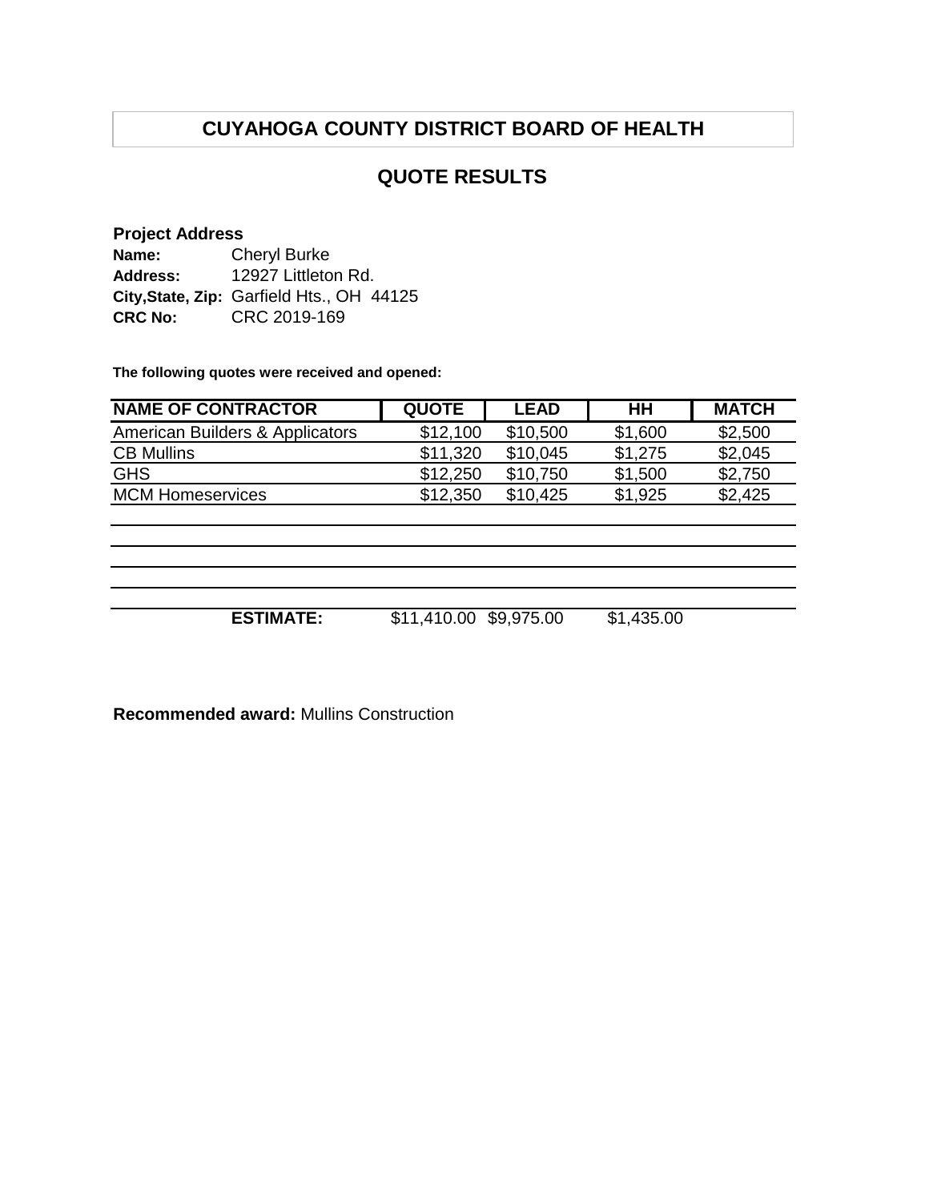# CUYAHOGA COUNTY DISTRICT BOARD OF HEALTH

## QUOTE RESULTS

**Project Address**

**Name:** Cheryl Burke
**Address:** 12927 Littleton Rd.
**City,State, Zip:** Garfield Hts., OH 44125
**CRC No:** CRC 2019-169

**The following quotes were received and opened:**

| NAME OF CONTRACTOR | QUOTE | LEAD | HH | MATCH |
|---|---|---|---|---|
| American Builders & Applicators | $12,100 | $10,500 | $1,600 | $2,500 |
| CB Mullins | $11,320 | $10,045 | $1,275 | $2,045 |
| GHS | $12,250 | $10,750 | $1,500 | $2,750 |
| MCM Homeservices | $12,350 | $10,425 | $1,925 | $2,425 |
| | | | | |
| | | | | |
| | | | | |
| | | | | |
| **ESTIMATE:** | $11,410.00 | $9,975.00 | $1,435.00 | |

**Recommended award:** Mullins Construction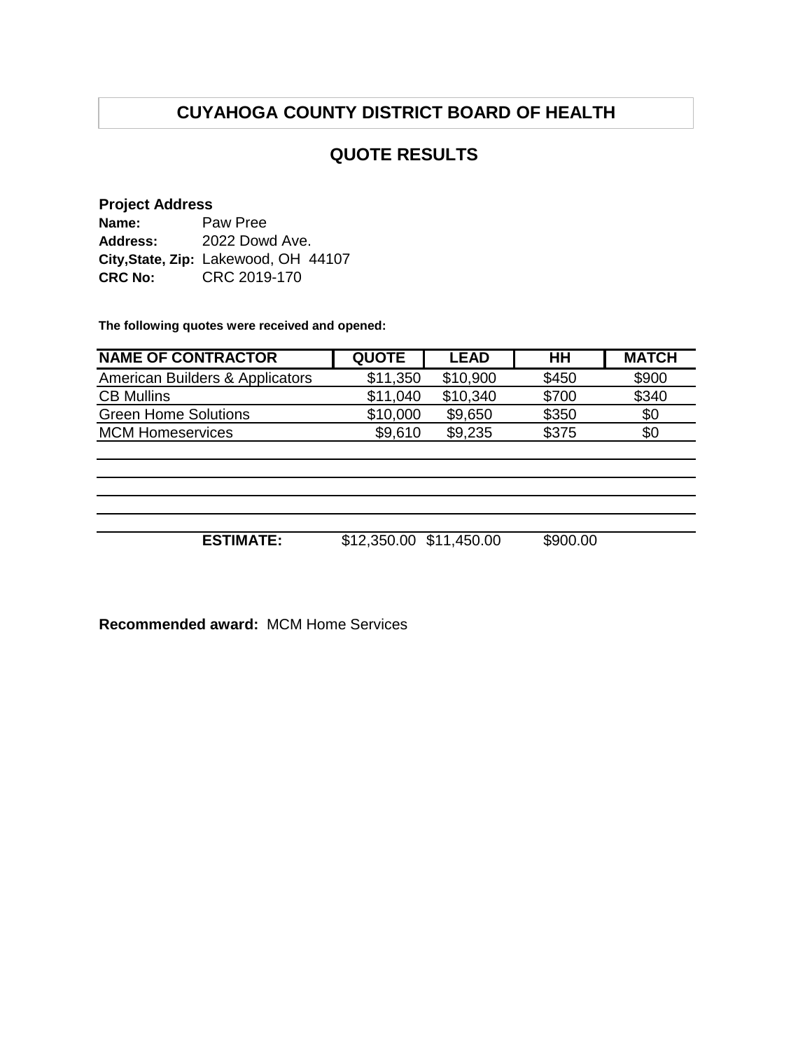# CUYAHOGA COUNTY DISTRICT BOARD OF HEALTH

## QUOTE RESULTS

**Project Address**
**Name:** Paw Pree
**Address:** 2022 Dowd Ave.
**City,State, Zip:** Lakewood, OH 44107
**CRC No:** CRC 2019-170

**The following quotes were received and opened:**

| NAME OF CONTRACTOR | QUOTE | LEAD | HH | MATCH |
|---|---|---|---|---|
| American Builders & Applicators | $11,350 | $10,900 | $450 | $900 |
| CB Mullins | $11,040 | $10,340 | $700 | $340 |
| Green Home Solutions | $10,000 | $9,650 | $350 | $0 |
| MCM Homeservices | $9,610 | $9,235 | $375 | $0 |
| | | | | |
| | | | | |
| | | | | |
| | | | | |
| **ESTIMATE:** | $12,350.00 | $11,450.00 | $900.00 | |

**Recommended award:** MCM Home Services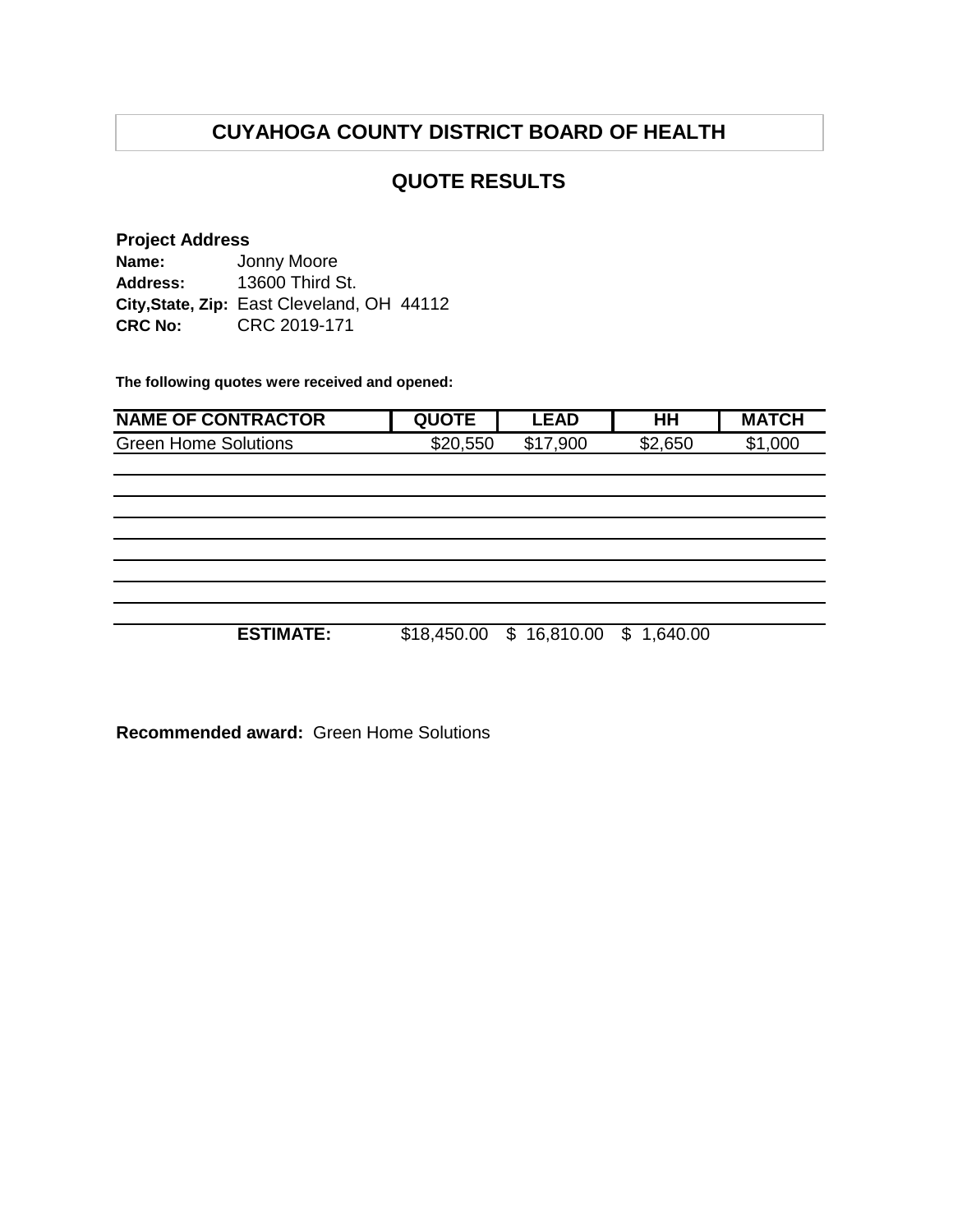# CUYAHOGA COUNTY DISTRICT BOARD OF HEALTH

## QUOTE RESULTS

**Project Address**
**Name:** Jonny Moore
**Address:** 13600 Third St.
**City,State, Zip:** East Cleveland, OH 44112
**CRC No:** CRC 2019-171

**The following quotes were received and opened:**

| NAME OF CONTRACTOR | QUOTE | LEAD | HH | MATCH |
|---|---|---|---|---|
| Green Home Solutions | $20,550 | $17,900 | $2,650 | $1,000 |
| | | | | |
| | | | | |
| | | | | |
| | | | | |
| | | | | |
| | | | | |
| | | | | |
| **ESTIMATE:** | $18,450.00 | $ 16,810.00 | $ 1,640.00 | |

**Recommended award:** Green Home Solutions